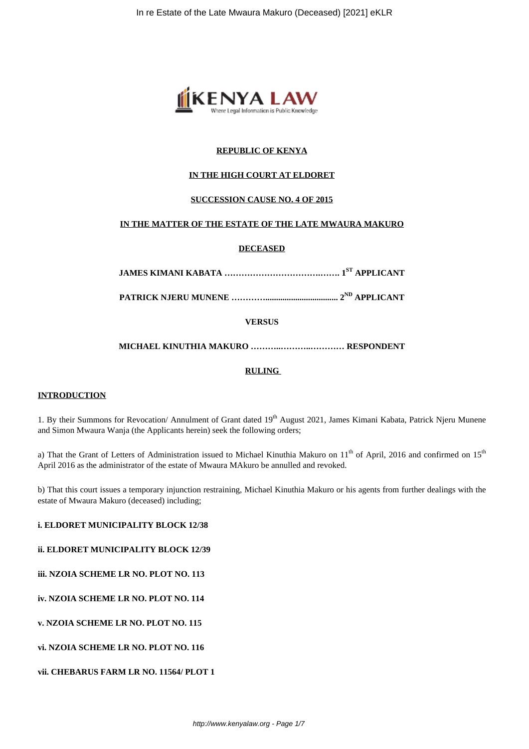**REPUBLIC OF KENYA**

**IN THE HIGH COURT AT ELDORET**

**SUCCESSION CAUSE NO. 4 OF 2015**

**IN THE MATTER OF THE ESTATE OF THE LATE MWAURA MAKURO**

**DECEASED**

**JAMES KIMANI KABATA ……………………………….……. 1ST APPLICANT**

**PATRICK NJERU MUNENE ………….................................. 2ND APPLICANT**

**VERSUS**

**MICHAEL KINUTHIA MAKURO ………..………..………… RESPONDENT**

**RULING**

**INTRODUCTION**

1. By their Summons for Revocation/ Annulment of Grant dated 19th August 2021, James Kimani Kabata, Patrick Njeru Munene and Simon Mwaura Wanja (the Applicants herein) seek the following orders;

a) That the Grant of Letters of Administration issued to Michael Kinuthia Makuro on 11th of April, 2016 and confirmed on 15th April 2016 as the administrator of the estate of Mwaura MAkuro be annulled and revoked.

b) That this court issues a temporary injunction restraining, Michael Kinuthia Makuro or his agents from further dealings with the estate of Mwaura Makuro (deceased) including;

**i. ELDORET MUNICIPALITY BLOCK 12/38**

**ii. ELDORET MUNICIPALITY BLOCK 12/39**

**iii. NZOIA SCHEME LR NO. PLOT NO. 113**

**iv. NZOIA SCHEME LR NO. PLOT NO. 114**

**v. NZOIA SCHEME LR NO. PLOT NO. 115**

**vi. NZOIA SCHEME LR NO. PLOT NO. 116**

**vii. CHEBARUS FARM LR NO. 11564/ PLOT 1**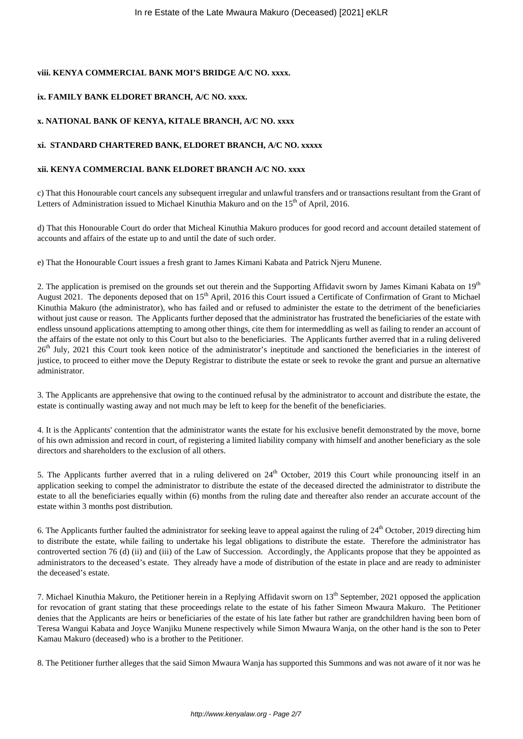**viii. KENYA COMMERCIAL BANK MOI'S BRIDGE A/C NO. xxxx.**

**ix. FAMILY BANK ELDORET BRANCH, A/C NO. xxxx.**

**x. NATIONAL BANK OF KENYA, KITALE BRANCH, A/C NO. xxxx**

**xi. STANDARD CHARTERED BANK, ELDORET BRANCH, A/C NO. xxxxx**

**xii. KENYA COMMERCIAL BANK ELDORET BRANCH A/C NO. xxxx**

c) That this Honourable court cancels any subsequent irregular and unlawful transfers and or transactions resultant from the Grant of Letters of Administration issued to Michael Kinuthia Makuro and on the 15th of April, 2016.

d) That this Honourable Court do order that Micheal Kinuthia Makuro produces for good record and account detailed statement of accounts and affairs of the estate up to and until the date of such order.

e) That the Honourable Court issues a fresh grant to James Kimani Kabata and Patrick Njeru Munene.

2. The application is premised on the grounds set out therein and the Supporting Affidavit sworn by James Kimani Kabata on 19th August 2021. The deponents deposed that on 15th April, 2016 this Court issued a Certificate of Confirmation of Grant to Michael Kinuthia Makuro (the administrator), who has failed and or refused to administer the estate to the detriment of the beneficiaries without just cause or reason. The Applicants further deposed that the administrator has frustrated the beneficiaries of the estate with endless unsound applications attempting to among other things, cite them for intermeddling as well as failing to render an account of the affairs of the estate not only to this Court but also to the beneficiaries. The Applicants further averred that in a ruling delivered 26th July, 2021 this Court took keen notice of the administrator's ineptitude and sanctioned the beneficiaries in the interest of justice, to proceed to either move the Deputy Registrar to distribute the estate or seek to revoke the grant and pursue an alternative administrator.

3. The Applicants are apprehensive that owing to the continued refusal by the administrator to account and distribute the estate, the estate is continually wasting away and not much may be left to keep for the benefit of the beneficiaries.

4. It is the Applicants' contention that the administrator wants the estate for his exclusive benefit demonstrated by the move, borne of his own admission and record in court, of registering a limited liability company with himself and another beneficiary as the sole directors and shareholders to the exclusion of all others.

5. The Applicants further averred that in a ruling delivered on 24th October, 2019 this Court while pronouncing itself in an application seeking to compel the administrator to distribute the estate of the deceased directed the administrator to distribute the estate to all the beneficiaries equally within (6) months from the ruling date and thereafter also render an accurate account of the estate within 3 months post distribution.

6. The Applicants further faulted the administrator for seeking leave to appeal against the ruling of 24th October, 2019 directing him to distribute the estate, while failing to undertake his legal obligations to distribute the estate. Therefore the administrator has controverted section 76 (d) (ii) and (iii) of the Law of Succession. Accordingly, the Applicants propose that they be appointed as administrators to the deceased's estate. They already have a mode of distribution of the estate in place and are ready to administer the deceased's estate.

7. Michael Kinuthia Makuro, the Petitioner herein in a Replying Affidavit sworn on 13th September, 2021 opposed the application for revocation of grant stating that these proceedings relate to the estate of his father Simeon Mwaura Makuro. The Petitioner denies that the Applicants are heirs or beneficiaries of the estate of his late father but rather are grandchildren having been born of Teresa Wangui Kabata and Joyce Wanjiku Munene respectively while Simon Mwaura Wanja, on the other hand is the son to Peter Kamau Makuro (deceased) who is a brother to the Petitioner.

8. The Petitioner further alleges that the said Simon Mwaura Wanja has supported this Summons and was not aware of it nor was he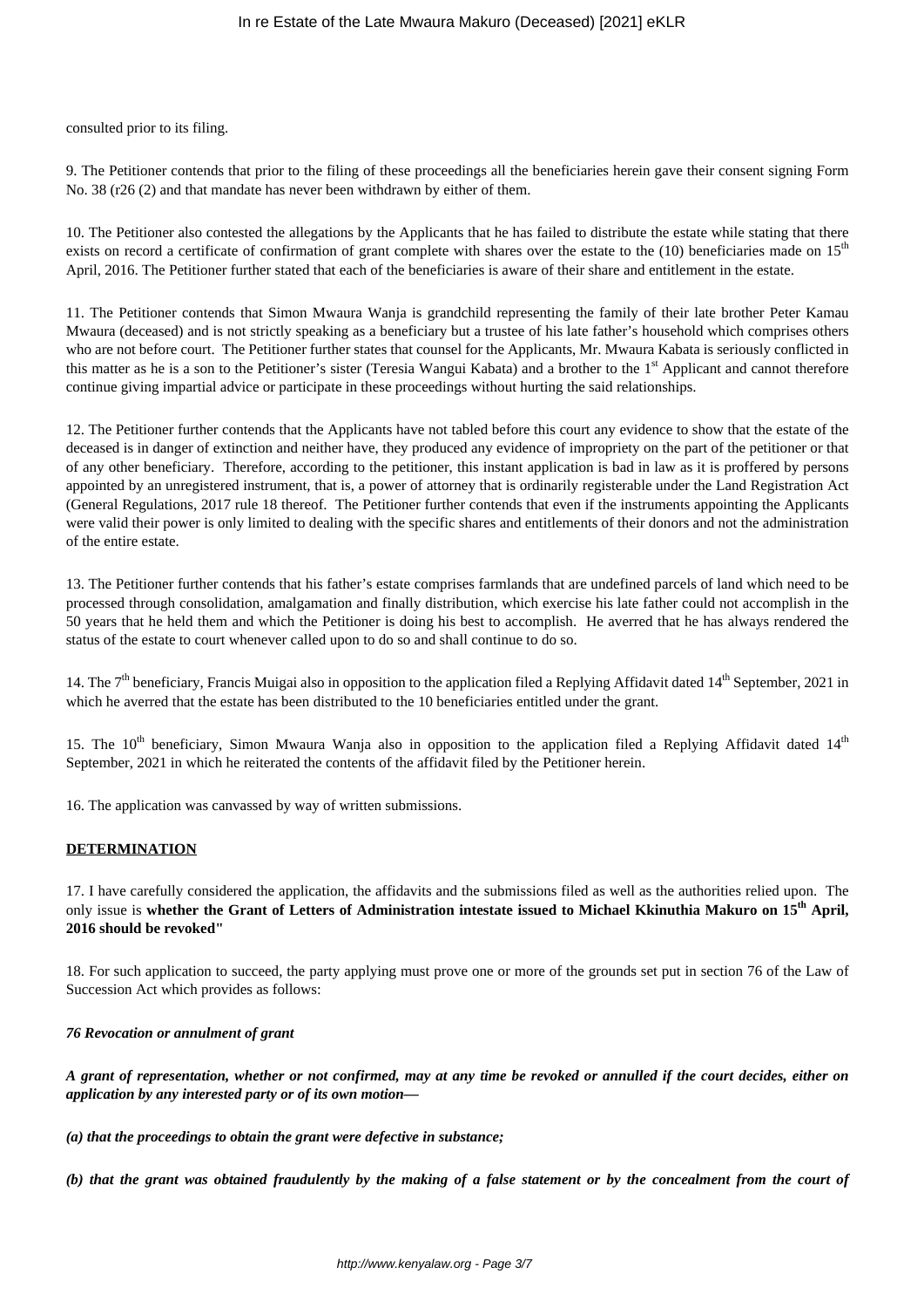consulted prior to its filing.

9. The Petitioner contends that prior to the filing of these proceedings all the beneficiaries herein gave their consent signing Form No. 38 (r26 (2) and that mandate has never been withdrawn by either of them.

10. The Petitioner also contested the allegations by the Applicants that he has failed to distribute the estate while stating that there exists on record a certificate of confirmation of grant complete with shares over the estate to the (10) beneficiaries made on 15th April, 2016. The Petitioner further stated that each of the beneficiaries is aware of their share and entitlement in the estate.

11. The Petitioner contends that Simon Mwaura Wanja is grandchild representing the family of their late brother Peter Kamau Mwaura (deceased) and is not strictly speaking as a beneficiary but a trustee of his late father's household which comprises others who are not before court. The Petitioner further states that counsel for the Applicants, Mr. Mwaura Kabata is seriously conflicted in this matter as he is a son to the Petitioner's sister (Teresia Wangui Kabata) and a brother to the 1st Applicant and cannot therefore continue giving impartial advice or participate in these proceedings without hurting the said relationships.

12. The Petitioner further contends that the Applicants have not tabled before this court any evidence to show that the estate of the deceased is in danger of extinction and neither have, they produced any evidence of impropriety on the part of the petitioner or that of any other beneficiary. Therefore, according to the petitioner, this instant application is bad in law as it is proffered by persons appointed by an unregistered instrument, that is, a power of attorney that is ordinarily registerable under the Land Registration Act (General Regulations, 2017 rule 18 thereof. The Petitioner further contends that even if the instruments appointing the Applicants were valid their power is only limited to dealing with the specific shares and entitlements of their donors and not the administration of the entire estate.

13. The Petitioner further contends that his father's estate comprises farmlands that are undefined parcels of land which need to be processed through consolidation, amalgamation and finally distribution, which exercise his late father could not accomplish in the 50 years that he held them and which the Petitioner is doing his best to accomplish. He averred that he has always rendered the status of the estate to court whenever called upon to do so and shall continue to do so.

14. The 7th beneficiary, Francis Muigai also in opposition to the application filed a Replying Affidavit dated 14th September, 2021 in which he averred that the estate has been distributed to the 10 beneficiaries entitled under the grant.

15. The 10th beneficiary, Simon Mwaura Wanja also in opposition to the application filed a Replying Affidavit dated 14th September, 2021 in which he reiterated the contents of the affidavit filed by the Petitioner herein.

16. The application was canvassed by way of written submissions.

**DETERMINATION**

17. I have carefully considered the application, the affidavits and the submissions filed as well as the authorities relied upon. The only issue is **whether the Grant of Letters of Administration intestate issued to Michael Kkinuthia Makuro on 15th April, 2016 should be revoked"**

18. For such application to succeed, the party applying must prove one or more of the grounds set put in section 76 of the Law of Succession Act which provides as follows:

***76 Revocation or annulment of grant***

***A grant of representation, whether or not confirmed, may at any time be revoked or annulled if the court decides, either on application by any interested party or of its own motion—***

***(a) that the proceedings to obtain the grant were defective in substance;***

***(b) that the grant was obtained fraudulently by the making of a false statement or by the concealment from the court of***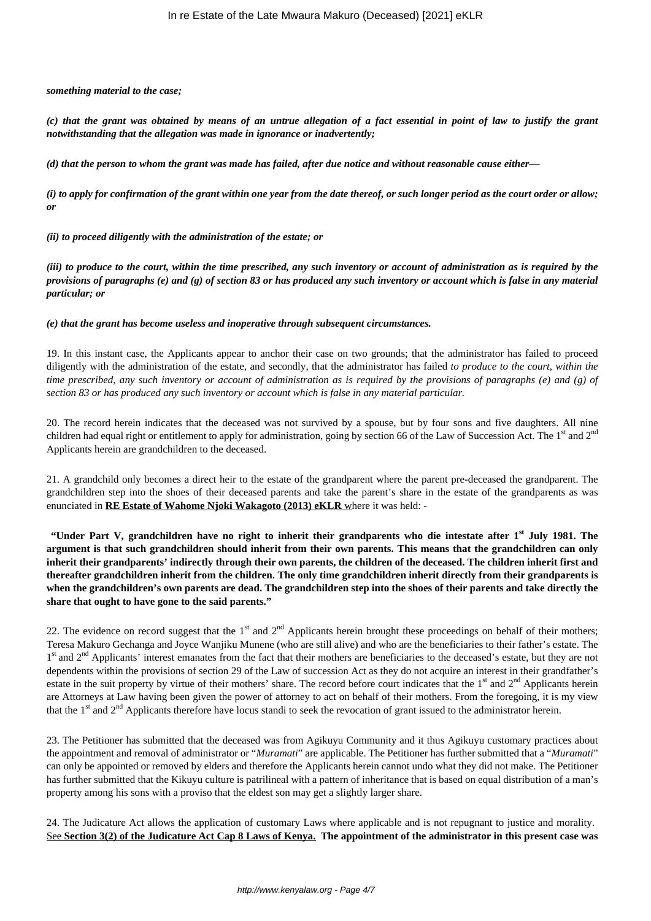***something material to the case;***

***(c) that the grant was obtained by means of an untrue allegation of a fact essential in point of law to justify the grant notwithstanding that the allegation was made in ignorance or inadvertently;***

***(d) that the person to whom the grant was made has failed, after due notice and without reasonable cause either—***

***(i) to apply for confirmation of the grant within one year from the date thereof, or such longer period as the court order or allow; or***

***(ii) to proceed diligently with the administration of the estate; or***

***(iii) to produce to the court, within the time prescribed, any such inventory or account of administration as is required by the provisions of paragraphs (e) and (g) of section 83 or has produced any such inventory or account which is false in any material particular; or***

***(e) that the grant has become useless and inoperative through subsequent circumstances.***

19. In this instant case, the Applicants appear to anchor their case on two grounds; that the administrator has failed to proceed diligently with the administration of the estate, and secondly, that the administrator has failed *to produce to the court, within the time prescribed, any such inventory or account of administration as is required by the provisions of paragraphs (e) and (g) of section 83 or has produced any such inventory or account which is false in any material particular.*

20. The record herein indicates that the deceased was not survived by a spouse, but by four sons and five daughters. All nine children had equal right or entitlement to apply for administration, going by section 66 of the Law of Succession Act. The 1st and 2nd Applicants herein are grandchildren to the deceased.

21. A grandchild only becomes a direct heir to the estate of the grandparent where the parent pre-deceased the grandparent. The grandchildren step into the shoes of their deceased parents and take the parent's share in the estate of the grandparents as was enunciated in **RE Estate of Wahome Njoki Wakagoto (2013) eKLR** where it was held: -

**"Under Part V, grandchildren have no right to inherit their grandparents who die intestate after 1st July 1981. The argument is that such grandchildren should inherit from their own parents. This means that the grandchildren can only inherit their grandparents' indirectly through their own parents, the children of the deceased. The children inherit first and thereafter grandchildren inherit from the children. The only time grandchildren inherit directly from their grandparents is when the grandchildren's own parents are dead. The grandchildren step into the shoes of their parents and take directly the share that ought to have gone to the said parents."**

22. The evidence on record suggest that the 1st and 2nd Applicants herein brought these proceedings on behalf of their mothers; Teresa Makuro Gechanga and Joyce Wanjiku Munene (who are still alive) and who are the beneficiaries to their father's estate. The 1st and 2nd Applicants' interest emanates from the fact that their mothers are beneficiaries to the deceased's estate, but they are not dependents within the provisions of section 29 of the Law of succession Act as they do not acquire an interest in their grandfather's estate in the suit property by virtue of their mothers' share. The record before court indicates that the 1st and 2nd Applicants herein are Attorneys at Law having been given the power of attorney to act on behalf of their mothers. From the foregoing, it is my view that the 1st and 2nd Applicants therefore have locus standi to seek the revocation of grant issued to the administrator herein.

23. The Petitioner has submitted that the deceased was from Agikuyu Community and it thus Agikuyu customary practices about the appointment and removal of administrator or "*Muramati*" are applicable. The Petitioner has further submitted that a "*Muramati*" can only be appointed or removed by elders and therefore the Applicants herein cannot undo what they did not make. The Petitioner has further submitted that the Kikuyu culture is patrilineal with a pattern of inheritance that is based on equal distribution of a man's property among his sons with a proviso that the eldest son may get a slightly larger share.

24. The Judicature Act allows the application of customary Laws where applicable and is not repugnant to justice and morality. See **Section 3(2) of the Judicature Act Cap 8 Laws of Kenya. The appointment of the administrator in this present case was**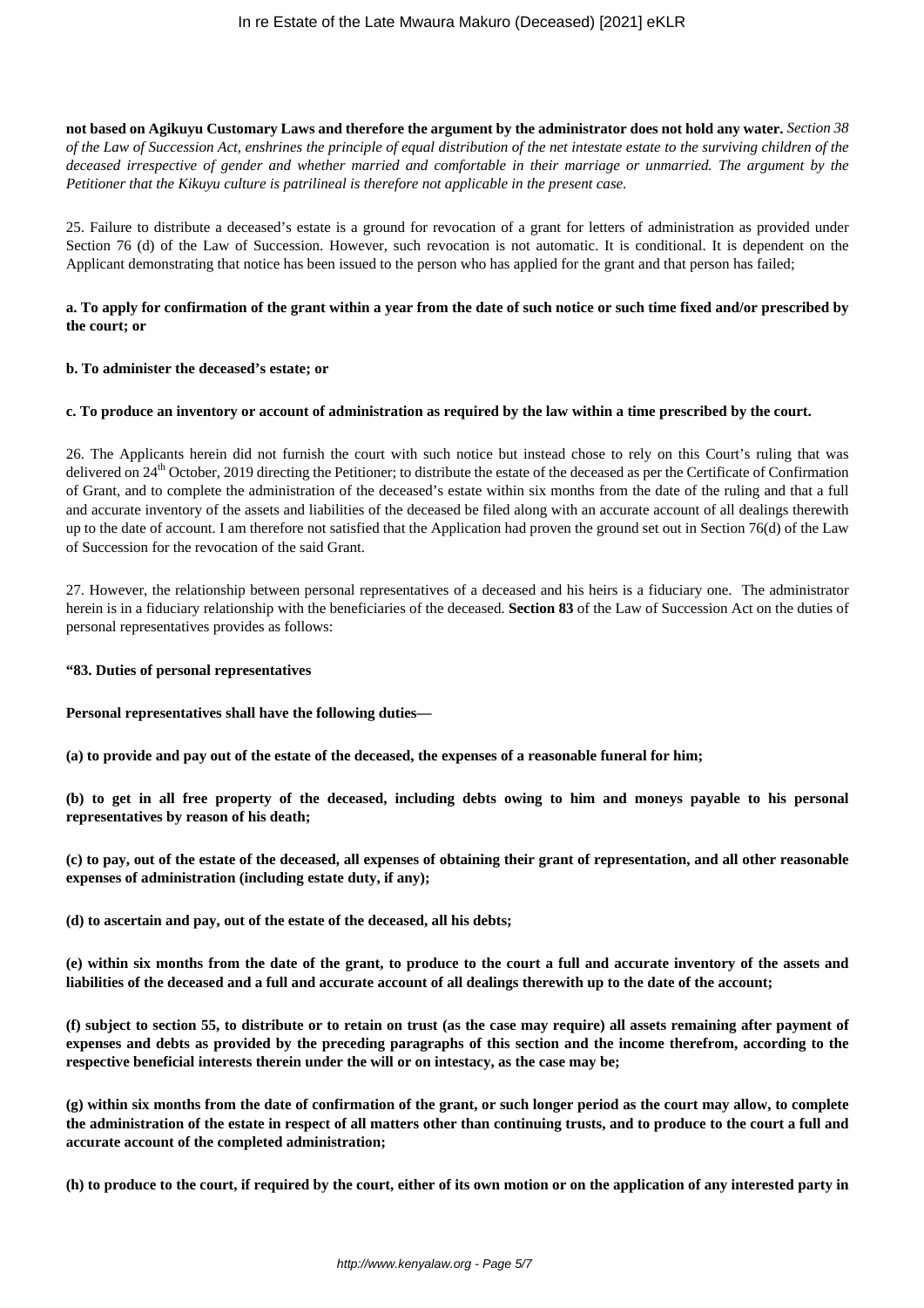**not based on Agikuyu Customary Laws and therefore the argument by the administrator does not hold any water.** *Section 38 of the Law of Succession Act, enshrines the principle of equal distribution of the net intestate estate to the surviving children of the deceased irrespective of gender and whether married and comfortable in their marriage or unmarried. The argument by the Petitioner that the Kikuyu culture is patrilineal is therefore not applicable in the present case.*

25. Failure to distribute a deceased's estate is a ground for revocation of a grant for letters of administration as provided under Section 76 (d) of the Law of Succession. However, such revocation is not automatic. It is conditional. It is dependent on the Applicant demonstrating that notice has been issued to the person who has applied for the grant and that person has failed;

**a. To apply for confirmation of the grant within a year from the date of such notice or such time fixed and/or prescribed by the court; or**

**b. To administer the deceased's estate; or**

**c. To produce an inventory or account of administration as required by the law within a time prescribed by the court.**

26. The Applicants herein did not furnish the court with such notice but instead chose to rely on this Court's ruling that was delivered on 24th October, 2019 directing the Petitioner; to distribute the estate of the deceased as per the Certificate of Confirmation of Grant, and to complete the administration of the deceased's estate within six months from the date of the ruling and that a full and accurate inventory of the assets and liabilities of the deceased be filed along with an accurate account of all dealings therewith up to the date of account. I am therefore not satisfied that the Application had proven the ground set out in Section 76(d) of the Law of Succession for the revocation of the said Grant.

27. However, the relationship between personal representatives of a deceased and his heirs is a fiduciary one. The administrator herein is in a fiduciary relationship with the beneficiaries of the deceased. **Section 83** of the Law of Succession Act on the duties of personal representatives provides as follows:

**"83. Duties of personal representatives**

**Personal representatives shall have the following duties—**

**(a) to provide and pay out of the estate of the deceased, the expenses of a reasonable funeral for him;**

**(b) to get in all free property of the deceased, including debts owing to him and moneys payable to his personal representatives by reason of his death;**

**(c) to pay, out of the estate of the deceased, all expenses of obtaining their grant of representation, and all other reasonable expenses of administration (including estate duty, if any);**

**(d) to ascertain and pay, out of the estate of the deceased, all his debts;**

**(e) within six months from the date of the grant, to produce to the court a full and accurate inventory of the assets and liabilities of the deceased and a full and accurate account of all dealings therewith up to the date of the account;**

**(f) subject to section 55, to distribute or to retain on trust (as the case may require) all assets remaining after payment of expenses and debts as provided by the preceding paragraphs of this section and the income therefrom, according to the respective beneficial interests therein under the will or on intestacy, as the case may be;**

**(g) within six months from the date of confirmation of the grant, or such longer period as the court may allow, to complete the administration of the estate in respect of all matters other than continuing trusts, and to produce to the court a full and accurate account of the completed administration;**

**(h) to produce to the court, if required by the court, either of its own motion or on the application of any interested party in**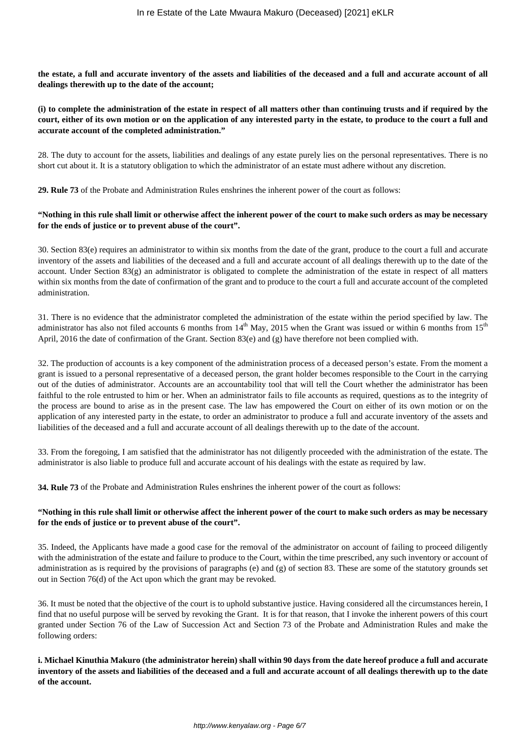**the estate, a full and accurate inventory of the assets and liabilities of the deceased and a full and accurate account of all dealings therewith up to the date of the account;**

**(i) to complete the administration of the estate in respect of all matters other than continuing trusts and if required by the court, either of its own motion or on the application of any interested party in the estate, to produce to the court a full and accurate account of the completed administration."**

28. The duty to account for the assets, liabilities and dealings of any estate purely lies on the personal representatives. There is no short cut about it. It is a statutory obligation to which the administrator of an estate must adhere without any discretion.

**29. Rule 73** of the Probate and Administration Rules enshrines the inherent power of the court as follows:

**"Nothing in this rule shall limit or otherwise affect the inherent power of the court to make such orders as may be necessary for the ends of justice or to prevent abuse of the court".**

30. Section 83(e) requires an administrator to within six months from the date of the grant, produce to the court a full and accurate inventory of the assets and liabilities of the deceased and a full and accurate account of all dealings therewith up to the date of the account. Under Section 83(g) an administrator is obligated to complete the administration of the estate in respect of all matters within six months from the date of confirmation of the grant and to produce to the court a full and accurate account of the completed administration.

31. There is no evidence that the administrator completed the administration of the estate within the period specified by law. The administrator has also not filed accounts 6 months from 14th May, 2015 when the Grant was issued or within 6 months from 15th April, 2016 the date of confirmation of the Grant. Section 83(e) and (g) have therefore not been complied with.

32. The production of accounts is a key component of the administration process of a deceased person's estate. From the moment a grant is issued to a personal representative of a deceased person, the grant holder becomes responsible to the Court in the carrying out of the duties of administrator. Accounts are an accountability tool that will tell the Court whether the administrator has been faithful to the role entrusted to him or her. When an administrator fails to file accounts as required, questions as to the integrity of the process are bound to arise as in the present case. The law has empowered the Court on either of its own motion or on the application of any interested party in the estate, to order an administrator to produce a full and accurate inventory of the assets and liabilities of the deceased and a full and accurate account of all dealings therewith up to the date of the account.

33. From the foregoing, I am satisfied that the administrator has not diligently proceeded with the administration of the estate. The administrator is also liable to produce full and accurate account of his dealings with the estate as required by law.

**34. Rule 73** of the Probate and Administration Rules enshrines the inherent power of the court as follows:

**"Nothing in this rule shall limit or otherwise affect the inherent power of the court to make such orders as may be necessary for the ends of justice or to prevent abuse of the court".**

35. Indeed, the Applicants have made a good case for the removal of the administrator on account of failing to proceed diligently with the administration of the estate and failure to produce to the Court, within the time prescribed, any such inventory or account of administration as is required by the provisions of paragraphs (e) and (g) of section 83. These are some of the statutory grounds set out in Section 76(d) of the Act upon which the grant may be revoked.

36. It must be noted that the objective of the court is to uphold substantive justice. Having considered all the circumstances herein, I find that no useful purpose will be served by revoking the Grant. It is for that reason, that I invoke the inherent powers of this court granted under Section 76 of the Law of Succession Act and Section 73 of the Probate and Administration Rules and make the following orders:

**i. Michael Kinuthia Makuro (the administrator herein) shall within 90 days from the date hereof produce a full and accurate inventory of the assets and liabilities of the deceased and a full and accurate account of all dealings therewith up to the date of the account.**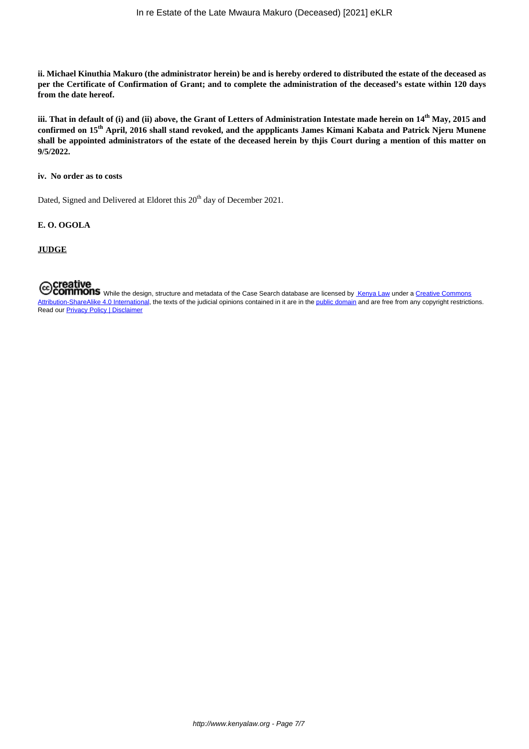**ii. Michael Kinuthia Makuro (the administrator herein) be and is hereby ordered to distributed the estate of the deceased as per the Certificate of Confirmation of Grant; and to complete the administration of the deceased's estate within 120 days from the date hereof.**

**iii. That in default of (i) and (ii) above, the Grant of Letters of Administration Intestate made herein on 14th May, 2015 and confirmed on 15th April, 2016 shall stand revoked, and the appplicants James Kimani Kabata and Patrick Njeru Munene shall be appointed administrators of the estate of the deceased herein by thjis Court during a mention of this matter on 9/5/2022.**

**iv. No order as to costs**

Dated, Signed and Delivered at Eldoret this 20th day of December 2021.

**E. O. OGOLA**

**JUDGE**

While the design, structure and metadata of the Case Search database are licensed by Kenya Law under a Creative Commons Attribution-ShareAlike 4.0 International, the texts of the judicial opinions contained in it are in the public domain and are free from any copyright restrictions. Read our Privacy Policy | Disclaimer